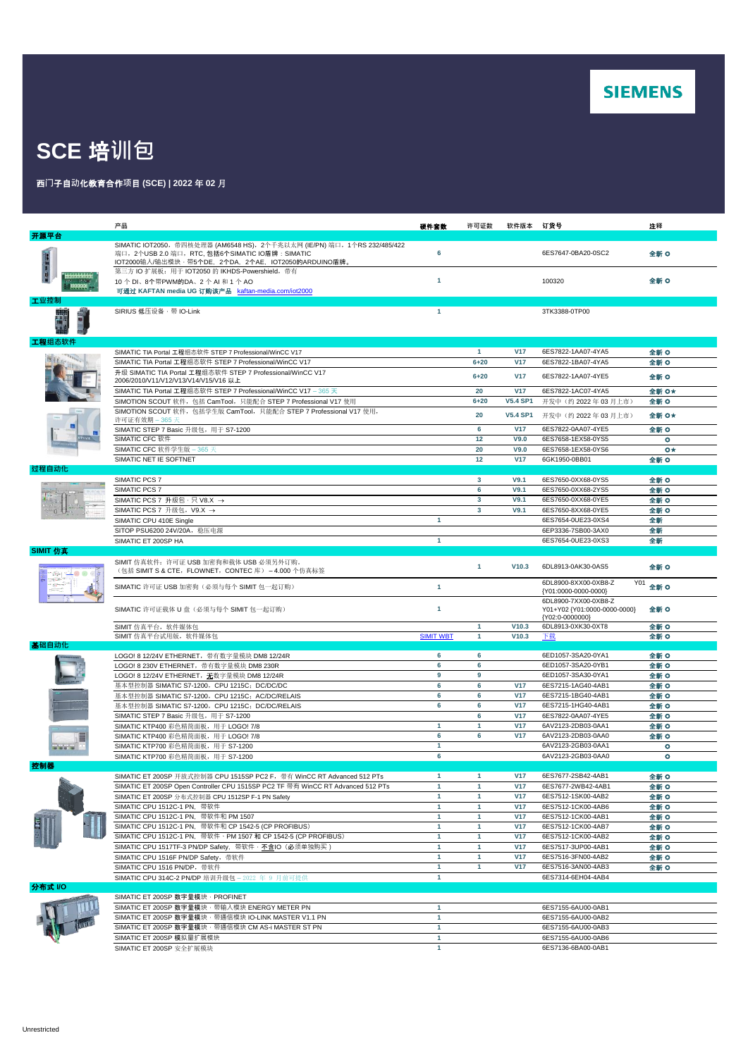SIEMENS

# SCE 培训包

**西门子自动化教育合作项目 (SCE) | 2022 年 02 月**

| 类别 | 产品 | 硬件套数 | 许可证数 | 软件版本 | 订货号 | 注释 |
|---|---|---|---|---|---|---|
| **开源平台** | | | | | | |
| | SIMATIC IOT2050，带四核处理器 (AM6548 HS)，2个千兆以太网 (IE/PN) 端口，1个RS 232/485/422端口，2个USB 2.0 端口，RTC，包括6个SIMATIC IO盾牌：SIMATIC IOT2000输入/输出模块，带5个DE，2个DA，2个AE，IOT2050的ARDUINO盾牌。 | 6 | | | 6ES7647-0BA20-0SC2 | 全新 o |
| | 第三方 IO 扩展板：用于 IOT2050 的 IKHDS-Powershield，带有 10 个 DI、8个带PWM的DA、2 个 AI 和 1 个 AO 可通过 KAFTAN media UG 订购该产品 kaftan-media.com/iot2000 | 1 | | | 100320 | 全新 o |
| **工业控制** | | | | | | |
| | SIRIUS 低压设备，带 IO-Link | 1 | | | 3TK3388-0TP00 | |
| **工程组态软件** | | | | | | |
| | SIMATIC TIA Portal 工程组态软件 STEP 7 Professional/WinCC V17 | | 1 | V17 | 6ES7822-1AA07-4YA5 | 全新 o |
| | SIMATIC TIA Portal 工程组态软件 STEP 7 Professional/WinCC V17 | | 6+20 | V17 | 6ES7822-1BA07-4YA5 | 全新 o |
| | 升级 SIMATIC TIA Portal 工程组态软件 STEP 7 Professional/WinCC V17 2006/2010/V11/V12/V13/V14/V15/V16 以上 | | 6+20 | V17 | 6ES7822-1AA07-4YE5 | 全新 o |
| | SIMATIC TIA Portal 工程组态软件 STEP 7 Professional/WinCC V17 – 365 天 | | 20 | V17 | 6ES7822-1AC07-4YA5 | 全新 o★ |
| | SIMOTION SCOUT 软件，包括 CamTool，只能配合 STEP 7 Professional V17 使用 | | 6+20 | V5.4 SP1 | 开发中（约 2022 年 03 月上市） | 全新 o |
| | SIMOTION SCOUT 软件，包括学生版 CamTool，只能配合 STEP 7 Professional V17 使用，许可证有效期 – 365 天 | | 20 | V5.4 SP1 | 开发中（约 2022 年 03 月上市） | 全新 o★ |
| | SIMATIC STEP 7 Basic 升级包，用于 S7-1200 | | 6 | V17 | 6ES7822-0AA07-4YE5 | 全新 o |
| | SIMATIC CFC 软件 | | 12 | V9.0 | 6ES7658-1EX58-0YS5 | o |
| | SIMATIC CFC 软件学生版 – 365 天 | | 20 | V9.0 | 6ES7658-1EX58-0YS6 | o★ |
| | SIMATIC NET IE SOFTNET | | 12 | V17 | 6GK1950-0BB01 | 全新 o |
| **过程自动化** | | | | | | |
| | SIMATIC PCS 7 | | 3 | V9.1 | 6ES7650-0XX68-0YS5 | 全新 o |
| | SIMATIC PCS 7 | | 6 | V9.1 | 6ES7650-0XX68-2YS5 | 全新 o |
| | SIMATIC PCS 7 升级包，只 V8.X → | | 3 | V9.1 | 6ES7650-0XX68-0YE5 | 全新 o |
| | SIMATIC PCS 7 升级包，V9.X → | | 3 | V9.1 | 6ES7650-8XX68-0YE5 | 全新 o |
| | SIMATIC CPU 410E Single | 1 | | | 6ES7654-0UE23-0XS4 | 全新 |
| | SITOP PSU6200 24V/20A，稳压电源 | | | | 6EP3336-7SB00-3AX0 | 全新 |
| | SIMATIC ET 200SP HA | 1 | | | 6ES7654-0UE23-0XS3 | 全新 |
| **SIMIT 仿真** | | | | | | |
| | SIMIT 仿真软件：许可证 USB 加密狗和载体 USB 必须另外订购。（包括 SIMIT S & CTE，FLOWNET，CONTEC 库） – 4.000 个仿真标签 | | 1 | V10.3 | 6DL8913-0AK30-0AS5 | 全新 o |
| | SIMATIC 许可证 USB 加密狗（必须与每个 SIMIT 包一起订购） | 1 | | | 6DL8900-8XX00-0XB8-Z Y01 {Y01:0000-0000-0000} | 全新 o |
| | SIMATIC 许可证载体 U 盘（必须与每个 SIMIT 包一起订购） | 1 | | | 6DL8900-7XX00-0XB8-Z Y01+Y02 {Y01:0000-0000-0000} {Y02:0-0000000} | 全新 o |
| | SIMIT 仿真平台，软件媒体包 | | 1 | V10.3 | 6DL8913-0XK30-0XT8 | 全新 o |
| | SIMIT 仿真平台试用版，软件媒体包 | SIMIT WBT | 1 | V10.3 | 下载 | 全新 o |
| **基础自动化** | | | | | | |
| | LOGO! 8 12/24V ETHERNET，带有数字量模块 DM8 12/24R | 6 | 6 | | 6ED1057-3SA20-0YA1 | 全新 o |
| | LOGO! 8 230V ETHERNET，带有数字量模块 DM8 230R | 6 | 6 | | 6ED1057-3SA20-0YB1 | 全新 o |
| | LOGO! 8 12/24V ETHERNET，无数字量模块 DM8 12/24R | 9 | 9 | | 6ED1057-3SA30-0YA1 | 全新 o |
| | 基本型控制器 SIMATIC S7-1200，CPU 1215C，DC/DC/DC | 6 | 6 | V17 | 6ES7215-1AG40-4AB1 | 全新 o |
| | 基本型控制器 SIMATIC S7-1200，CPU 1215C，AC/DC/RELAIS | 6 | 6 | V17 | 6ES7215-1BG40-4AB1 | 全新 o |
| | 基本型控制器 SIMATIC S7-1200，CPU 1215C，DC/DC/RELAIS | 6 | 6 | V17 | 6ES7215-1HG40-4AB1 | 全新 o |
| | SIMATIC STEP 7 Basic 升级包，用于 S7-1200 | | 6 | V17 | 6ES7822-0AA07-4YE5 | 全新 o |
| | SIMATIC KTP400 彩色精简面板，用于 LOGO! 7/8 | 1 | 1 | V17 | 6AV2123-2DB03-0AA1 | 全新 o |
| | SIMATIC KTP400 彩色精简面板，用于 LOGO! 7/8 | 6 | 6 | V17 | 6AV2123-2DB03-0AA0 | 全新 o |
| | SIMATIC KTP700 彩色精简面板，用于 S7-1200 | 1 | | | 6AV2123-2GB03-0AA1 | o |
| | SIMATIC KTP700 彩色精简面板，用于 S7-1200 | 6 | | | 6AV2123-2GB03-0AA0 | o |
| **控制器** | | | | | | |
| | SIMATIC ET 200SP 开放式控制器 CPU 1515SP PC2 F，带有 WinCC RT Advanced 512 PTs | 1 | 1 | V17 | 6ES7677-2SB42-4AB1 | 全新 o |
| | SIMATIC ET 200SP Open Controller CPU 1515SP PC2 TF 带有 WinCC RT Advanced 512 PTs | 1 | 1 | V17 | 6ES7677-2WB42-4AB1 | 全新 o |
| | SIMATIC ET 200SP 分布式控制器 CPU 1512SP F-1 PN Safety | 1 | 1 | V17 | 6ES7512-1SK00-4AB2 | 全新 o |
| | SIMATIC CPU 1512C-1 PN，带软件 | 1 | 1 | V17 | 6ES7512-1CK00-4AB6 | 全新 o |
| | SIMATIC CPU 1512C-1 PN，带软件和 PM 1507 | 1 | 1 | V17 | 6ES7512-1CK00-4AB1 | 全新 o |
| | SIMATIC CPU 1512C-1 PN，带软件和 CP 1542-5 (CP PROFIBUS) | 1 | 1 | V17 | 6ES7512-1CK00-4AB7 | 全新 o |
| | SIMATIC CPU 1512C-1 PN，带软件，PM 1507 和 CP 1542-5 (CP PROFIBUS) | 1 | 1 | V17 | 6ES7512-1CK00-4AB2 | 全新 o |
| | SIMATIC CPU 1517TF-3 PN/DP Safety，带软件，不含IO（必须单独购买） | 1 | 1 | V17 | 6ES7517-3UP00-4AB1 | 全新 o |
| | SIMATIC CPU 1516F PN/DP Safety，带软件 | 1 | 1 | V17 | 6ES7516-3FN00-4AB2 | 全新 o |
| | SIMATIC CPU 1516 PN/DP，带软件 | 1 | 1 | V17 | 6ES7516-3AN00-4AB3 | 全新 o |
| | SIMATIC CPU 314C-2 PN/DP 培训升级包 – 2022 年 9 月前可提供 | 1 | | | 6ES7314-6EH04-4AB4 | |
| **分布式 I/O** | | | | | | |
| | SIMATIC ET 200SP 数字量模块，PROFINET | | | | | |
| | SIMATIC ET 200SP 数字量模块，带输入模块 ENERGY METER PN | 1 | | | 6ES7155-6AU00-0AB1 | |
| | SIMATIC ET 200SP 数字量模块，带通信模块 IO-LINK MASTER V1.1 PN | 1 | | | 6ES7155-6AU00-0AB2 | |
| | SIMATIC ET 200SP 数字量模块，带通信模块 CM AS-i MASTER ST PN | 1 | | | 6ES7155-6AU00-0AB3 | |
| | SIMATIC ET 200SP 模拟量扩展模块 | 1 | | | 6ES7155-6AU00-0AB6 | |
| | SIMATIC ET 200SP 安全扩展模块 | 1 | | | 6ES7136-6BA00-0AB1 | |

Unrestricted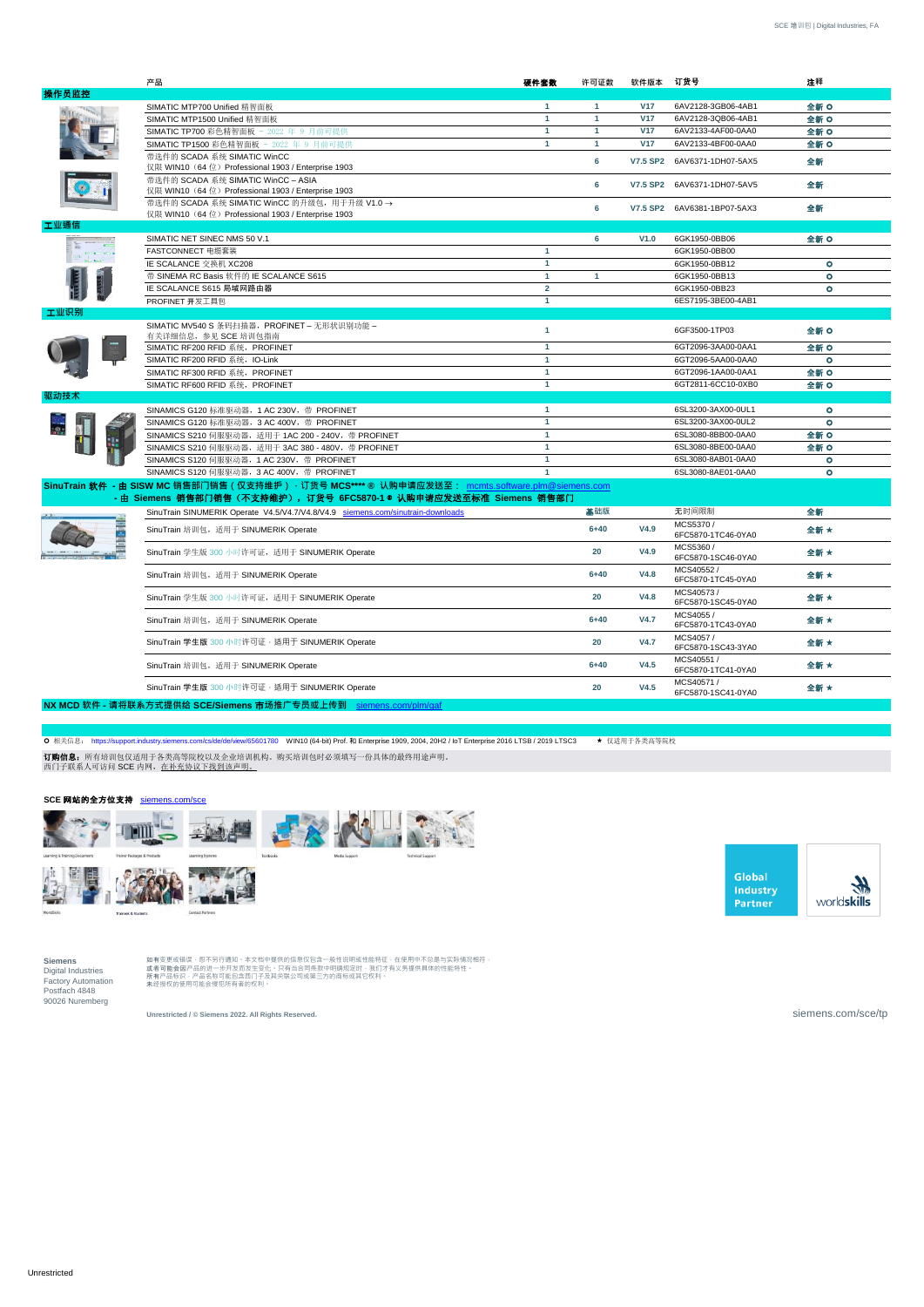| 产品 | 硬件套数 | 许可证数 | 软件版本 | 订货号 | 注释 |
|---|---|---|---|---|---|
| **操作员监控** | | | | | |
| SIMATIC MTP700 Unified 精智面板 | 1 | 1 | V17 | 6AV2128-3GB06-4AB1 | 全新 ⭘ |
| SIMATIC MTP1500 Unified 精智面板 | 1 | 1 | V17 | 6AV2128-3QB06-4AB1 | 全新 ⭘ |
| SIMATIC TP700 彩色精智面板 – 2022 年 9 月前可提供 | 1 | 1 | V17 | 6AV2133-4AF00-0AA0 | 全新 ⭘ |
| SIMATIC TP1500 彩色精智面板 – 2022 年 9 月前可提供 | 1 | 1 | V17 | 6AV2133-4BF00-0AA0 | 全新 ⭘ |
| 带选件的 SCADA 系统 SIMATIC WinCC 仅限 WIN10（64 位）Professional 1903 / Enterprise 1903 | | 6 | V7.5 SP2 | 6AV6371-1DH07-5AX5 | 全新 |
| 带选件的 SCADA 系统 SIMATIC WinCC – ASIA 仅限 WIN10（64 位）Professional 1903 / Enterprise 1903 | | 6 | V7.5 SP2 | 6AV6371-1DH07-5AV5 | 全新 |
| 带选件的 SCADA 系统 SIMATIC WinCC 的升级包，用于升级 V1.0 → 仅限 WIN10（64 位）Professional 1903 / Enterprise 1903 | | 6 | V7.5 SP2 | 6AV6381-1BP07-5AX3 | 全新 |
| **工业通信** | | | | | |
| SIMATIC NET SINEC NMS 50 V.1 | | 6 | V1.0 | 6GK1950-0BB06 | 全新 ⭘ |
| FASTCONNECT 电缆套装 | 1 | | | 6GK1950-0BB00 | |
| IE SCALANCE 交换机 XC208 | 1 | | | 6GK1950-0BB12 | ⭘ |
| 带 SINEMA RC Basis 软件的 IE SCALANCE S615 | 1 | 1 | | 6GK1950-0BB13 | ⭘ |
| IE SCALANCE S615 局域网路由器 | 2 | | | 6GK1950-0BB23 | ⭘ |
| PROFINET 开发工具包 | 1 | | | 6ES7195-3BE00-4AB1 | |
| **工业识别** | | | | | |
| SIMATIC MV540 S 条码扫描器，PROFINET – 无形状识别功能 – 有关详细信息，参见 SCE 培训包指南 | 1 | | | 6GF3500-1TP03 | 全新 ⭘ |
| SIMATIC RF200 RFID 系统，PROFINET | 1 | | | 6GT2096-3AA00-0AA1 | 全新 ⭘ |
| SIMATIC RF200 RFID 系统，IO-Link | 1 | | | 6GT2096-5AA00-0AA0 | ⭘ |
| SIMATIC RF300 RFID 系统，PROFINET | 1 | | | 6GT2096-1AA00-0AA1 | 全新 ⭘ |
| SIMATIC RF600 RFID 系统，PROFINET | 1 | | | 6GT2811-6CC10-0XB0 | 全新 ⭘ |
| **驱动技术** | | | | | |
| SINAMICS G120 标准驱动器，1 AC 230V，带 PROFINET | 1 | | | 6SL3200-3AX00-0UL1 | ⭘ |
| SINAMICS G120 标准驱动器，3 AC 400V，带 PROFINET | 1 | | | 6SL3200-3AX00-0UL2 | ⭘ |
| SINAMICS S210 伺服驱动器，适用于 1AC 200 - 240V，带 PROFINET | 1 | | | 6SL3080-8BB00-0AA0 | 全新 ⭘ |
| SINAMICS S210 伺服驱动器，适用于 3AC 380 - 480V，带 PROFINET | 1 | | | 6SL3080-8BE00-0AA0 | 全新 ⭘ |
| SINAMICS S120 伺服驱动器，1 AC 230V，带 PROFINET | 1 | | | 6SL3080-8AB01-0AA0 | ⭘ |
| SINAMICS S120 伺服驱动器，3 AC 400V，带 PROFINET | 1 | | | 6SL3080-8AE01-0AA0 | ⭘ |
| **SinuTrain 软件 - 由 SISW MC 销售部门销售（仅支持维护），订货号 MCS**** ® 认购申请应发送至：mcmts.software.plm@siemens.com - 由 Siemens 销售部门销售（不支持维护），订货号 6FC5870-1 ® 认购申请应发送至标准 Siemens 销售部门** | | | | | |
| SinuTrain SINUMERIK Operate V4.5/V4.7/V4.8/V4.9 siemens.com/sinutrain-downloads | 基础版 | | | 无时间限制 | 全新 |
| SinuTrain 培训包，适用于 SINUMERIK Operate | | 6+40 | V4.9 | MCS5370 / 6FC5870-1TC46-0YA0 | 全新 ★ |
| SinuTrain 学生版 300 小时许可证，适用于 SINUMERIK Operate | | 20 | V4.9 | MCS5360 / 6FC5870-1SC46-0YA0 | 全新 ★ |
| SinuTrain 培训包，适用于 SINUMERIK Operate | | 6+40 | V4.8 | MCS40552 / 6FC5870-1TC45-0YA0 | 全新 ★ |
| SinuTrain 学生版 300 小时许可证，适用于 SINUMERIK Operate | | 20 | V4.8 | MCS40573 / 6FC5870-1SC45-0YA0 | 全新 ★ |
| SinuTrain 培训包，适用于 SINUMERIK Operate | | 6+40 | V4.7 | MCS4055 / 6FC5870-1TC43-0YA0 | 全新 ★ |
| SinuTrain 学生版 300 小时许可证，适用于 SINUMERIK Operate | | 20 | V4.7 | MCS4057 / 6FC5870-1SC43-3YA0 | 全新 ★ |
| SinuTrain 培训包，适用于 SINUMERIK Operate | | 6+40 | V4.5 | MCS40551 / 6FC5870-1TC41-0YA0 | 全新 ★ |
| SinuTrain 学生版 300 小时许可证，适用于 SINUMERIK Operate | | 20 | V4.5 | MCS40571 / 6FC5870-1SC41-0YA0 | 全新 ★ |
| **NX MCD 软件 - 请将联系方式提供给 SCE/Siemens 市场推广专员或上传到 siemens.com/plm/gaf** | | | | | |

⭘ 相关信息：https://support.industry.siemens.com/cs/de/de/view/65601780 WIN10 (64-bit) Prof. 和 Enterprise 1909, 2004, 20H2 / IoT Enterprise 2016 LTSB / 2019 LTSC3 ★ 仅适用于各类高等院校

**订购信息：**所有培训包仅适用于各类高等院校以及企业培训机构。购买培训包时必须填写一份具体的最终用途声明。西门子联系人可访问 SCE 内网，在补充协议下找到该声明。

**SCE 网站的全方位支持** siemens.com/sce

Learning & Training Documents　Trainer Packages & Products　Learning Systems　Textbooks　Media Support　Technical Support

WorldSkills　Trainees & Students　Contact Partners

Global Industry Partner　worldskills

Siemens
Digital Industries
Factory Automation
Postfach 4848
90026 Nuremberg

如有变更或错误，恕不另行通知。本文档中提供的信息仅包含一般性说明或性能特征，在使用中不总是与实际情况相符，或者可能会因产品的进一步开发而发生变化。只有当合同条款中明确规定时，我们才有义务提供具体的性能特性。所有产品标识、产品名称可能包含西门子及其关联公司或第三方的商标或其它权利，未经授权的使用可能会侵犯所有者的权利。

Unrestricted / © Siemens 2022. All Rights Reserved.

siemens.com/sce/tp